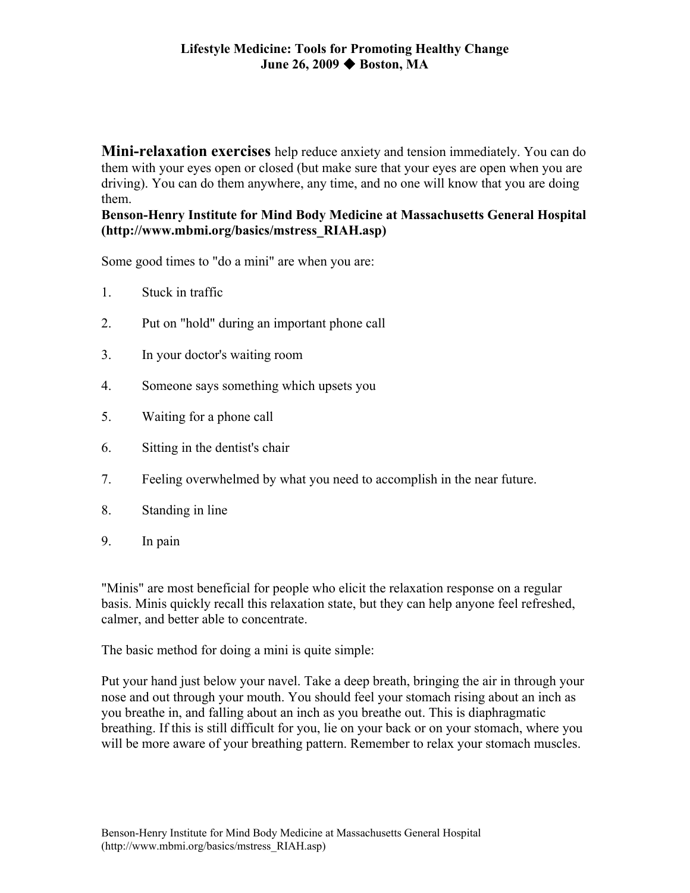**Mini-relaxation exercises** help reduce anxiety and tension immediately. You can do them with your eyes open or closed (but make sure that your eyes are open when you are driving). You can do them anywhere, any time, and no one will know that you are doing them.

**Benson-Henry Institute for Mind Body Medicine at Massachusetts General Hospital (http://www.mbmi.org/basics/mstress_RIAH.asp)**

Some good times to "do a mini" are when you are:

1. Stuck in traffic
2. Put on "hold" during an important phone call
3. In your doctor's waiting room
4. Someone says something which upsets you
5. Waiting for a phone call
6. Sitting in the dentist's chair
7. Feeling overwhelmed by what you need to accomplish in the near future.
8. Standing in line
9. In pain

"Minis" are most beneficial for people who elicit the relaxation response on a regular basis. Minis quickly recall this relaxation state, but they can help anyone feel refreshed, calmer, and better able to concentrate.

The basic method for doing a mini is quite simple:

Put your hand just below your navel. Take a deep breath, bringing the air in through your nose and out through your mouth. You should feel your stomach rising about an inch as you breathe in, and falling about an inch as you breathe out. This is diaphragmatic breathing. If this is still difficult for you, lie on your back or on your stomach, where you will be more aware of your breathing pattern. Remember to relax your stomach muscles.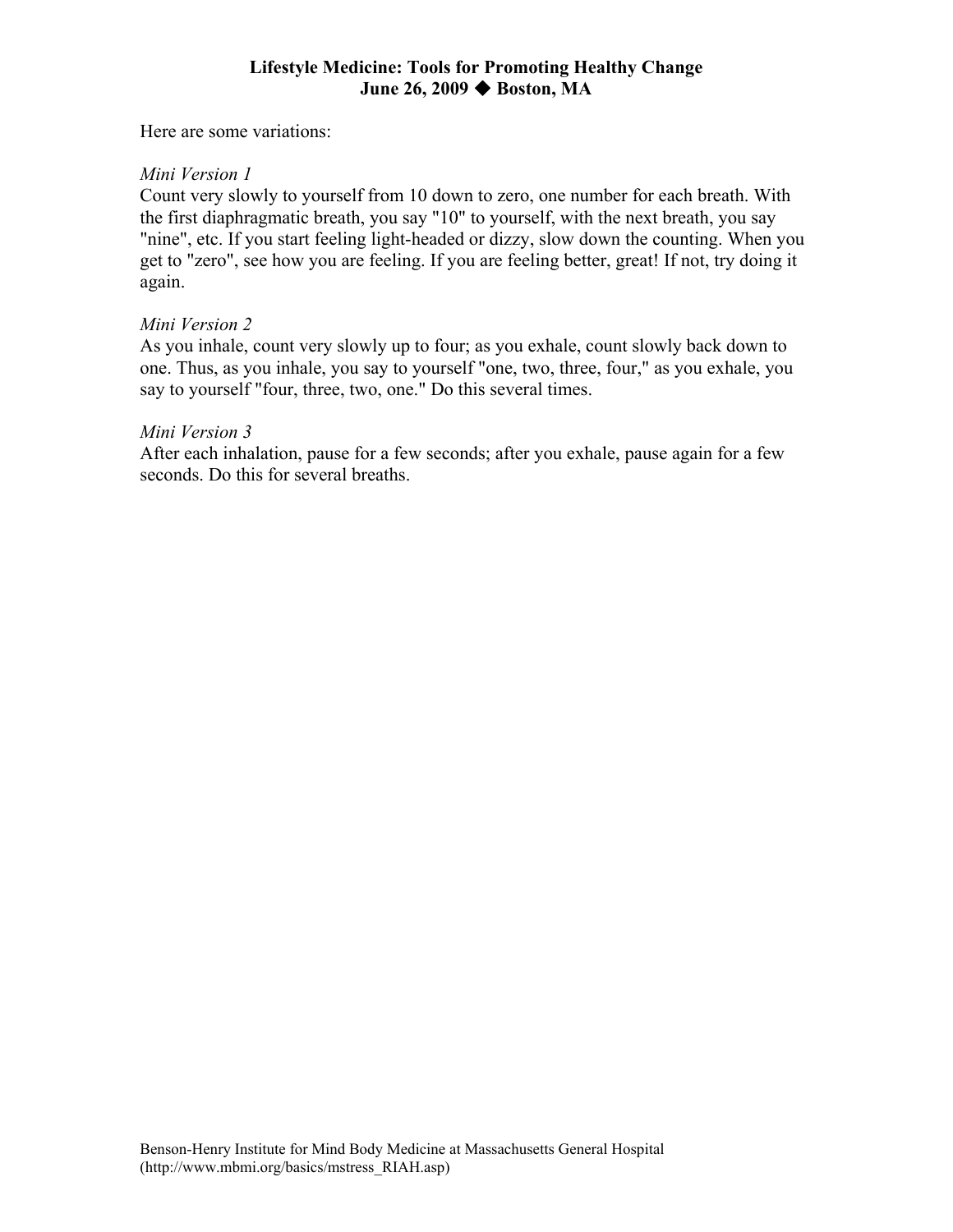Here are some variations:

*Mini Version 1*

Count very slowly to yourself from 10 down to zero, one number for each breath. With the first diaphragmatic breath, you say "10" to yourself, with the next breath, you say "nine", etc. If you start feeling light-headed or dizzy, slow down the counting. When you get to "zero", see how you are feeling. If you are feeling better, great! If not, try doing it again.

*Mini Version 2*

As you inhale, count very slowly up to four; as you exhale, count slowly back down to one. Thus, as you inhale, you say to yourself "one, two, three, four," as you exhale, you say to yourself "four, three, two, one." Do this several times.

*Mini Version 3*

After each inhalation, pause for a few seconds; after you exhale, pause again for a few seconds. Do this for several breaths.